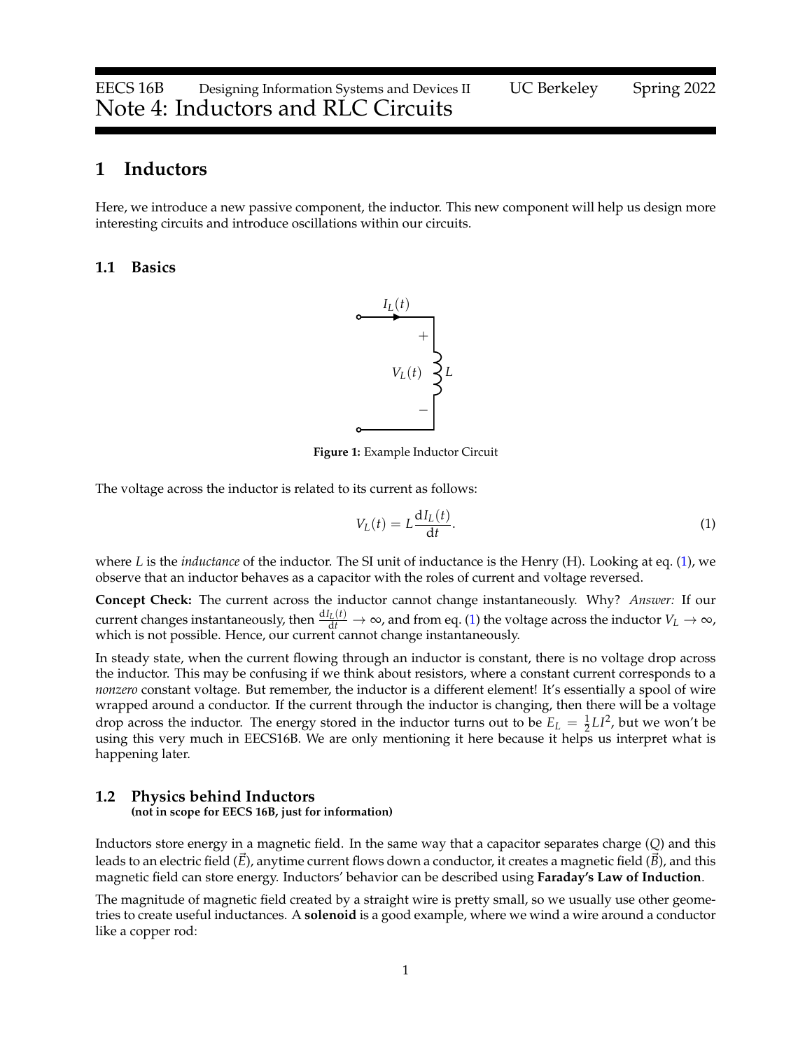EECS 16B Designing Information Systems and Devices II UC Berkeley Spring 2022

# Note 4: Inductors and RLC Circuits

## 1 Inductors

Here, we introduce a new passive component, the inductor. This new component will help us design more interesting circuits and introduce oscillations within our circuits.

### 1.1 Basics

**Figure 1:** Example Inductor Circuit

The voltage across the inductor is related to its current as follows:

$$V_L(t) = L\frac{\mathrm{d}I_L(t)}{\mathrm{d}t}. \tag{1}$$

where $L$ is the *inductance* of the inductor. The SI unit of inductance is the Henry (H). Looking at eq. (1), we observe that an inductor behaves as a capacitor with the roles of current and voltage reversed.

**Concept Check:** The current across the inductor cannot change instantaneously. Why? *Answer:* If our current changes instantaneously, then $\frac{\mathrm{d}I_L(t)}{\mathrm{d}t} \to \infty$, and from eq. (1) the voltage across the inductor $V_L \to \infty$, which is not possible. Hence, our current cannot change instantaneously.

In steady state, when the current flowing through an inductor is constant, there is no voltage drop across the inductor. This may be confusing if we think about resistors, where a constant current corresponds to a *nonzero* constant voltage. But remember, the inductor is a different element! It's essentially a spool of wire wrapped around a conductor. If the current through the inductor is changing, then there will be a voltage drop across the inductor. The energy stored in the inductor turns out to be $E_L = \frac{1}{2}LI^2$, but we won't be using this very much in EECS16B. We are only mentioning it here because it helps us interpret what is happening later.

### 1.2 Physics behind Inductors
**(not in scope for EECS 16B, just for information)**

Inductors store energy in a magnetic field. In the same way that a capacitor separates charge ($Q$) and this leads to an electric field ($\vec{E}$), anytime current flows down a conductor, it creates a magnetic field ($\vec{B}$), and this magnetic field can store energy. Inductors' behavior can be described using **Faraday's Law of Induction**.

The magnitude of magnetic field created by a straight wire is pretty small, so we usually use other geometries to create useful inductances. A **solenoid** is a good example, where we wind a wire around a conductor like a copper rod: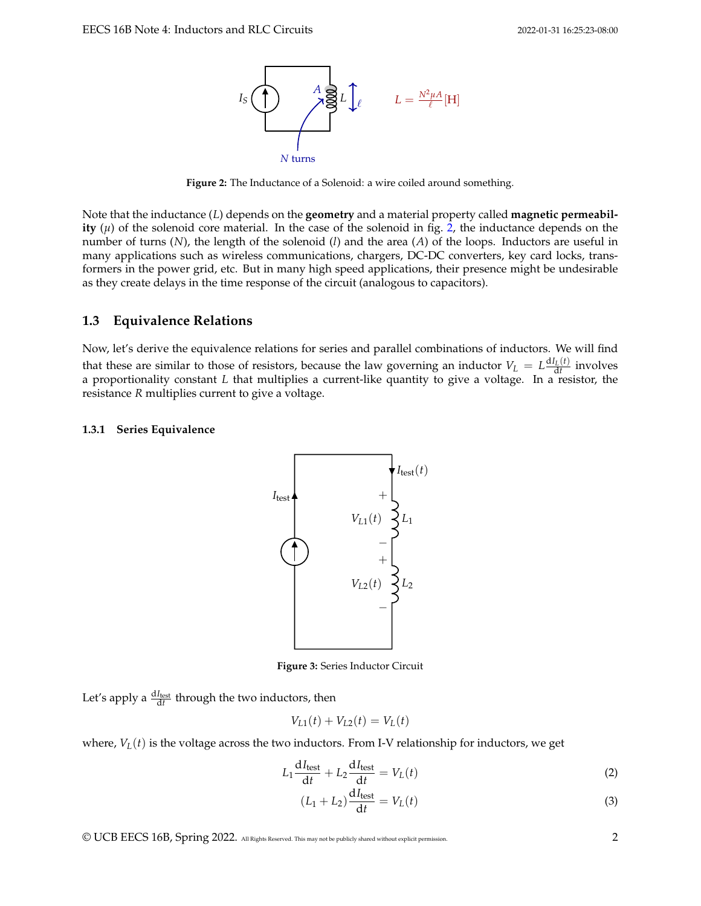Figure 2: The Inductance of a Solenoid: a wire coiled around something.

Note that the inductance ($L$) depends on the **geometry** and a material property called **magnetic permeability** ($\mu$) of the solenoid core material. In the case of the solenoid in fig. 2, the inductance depends on the number of turns ($N$), the length of the solenoid ($l$) and the area ($A$) of the loops. Inductors are useful in many applications such as wireless communications, chargers, DC-DC converters, key card locks, transformers in the power grid, etc. But in many high speed applications, their presence might be undesirable as they create delays in the time response of the circuit (analogous to capacitors).

## 1.3 Equivalence Relations

Now, let's derive the equivalence relations for series and parallel combinations of inductors. We will find that these are similar to those of resistors, because the law governing an inductor $V_L = L\frac{\mathrm{d}I_L(t)}{\mathrm{d}t}$ involves a proportionality constant $L$ that multiplies a current-like quantity to give a voltage. In a resistor, the resistance $R$ multiplies current to give a voltage.

### 1.3.1 Series Equivalence

Figure 3: Series Inductor Circuit

Let's apply a $\frac{\mathrm{d}I_{\text{test}}}{\mathrm{d}t}$ through the two inductors, then

$$V_{L1}(t) + V_{L2}(t) = V_L(t)$$

where, $V_L(t)$ is the voltage across the two inductors. From I-V relationship for inductors, we get

$$L_1\frac{\mathrm{d}I_{\text{test}}}{\mathrm{d}t} + L_2\frac{\mathrm{d}I_{\text{test}}}{\mathrm{d}t} = V_L(t) \tag{2}$$

$$(L_1 + L_2)\frac{\mathrm{d}I_{\text{test}}}{\mathrm{d}t} = V_L(t) \tag{3}$$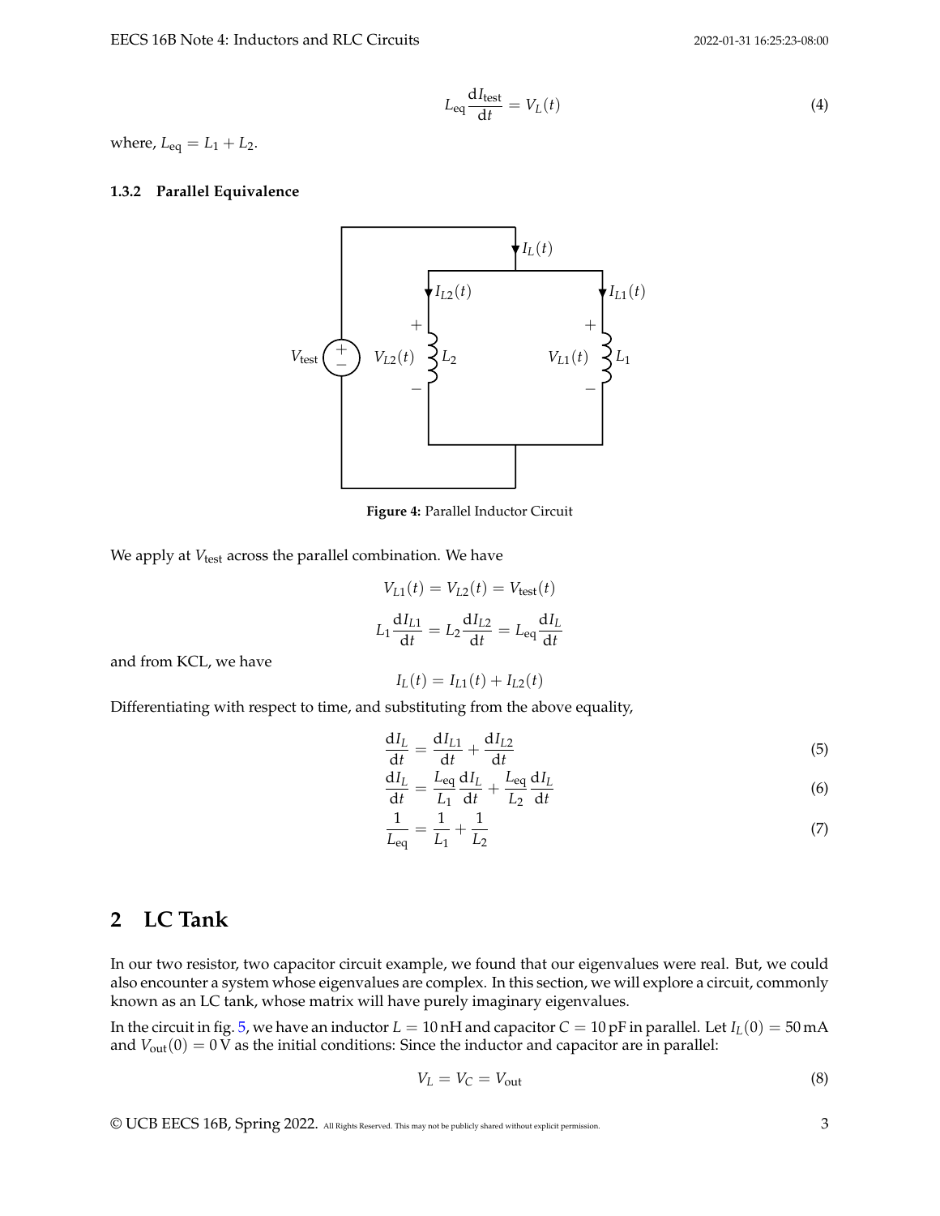$$L_{\text{eq}} \frac{\mathrm{d}I_{\text{test}}}{\mathrm{d}t} = V_L(t) \tag{4}$$

where, $L_{\text{eq}} = L_1 + L_2$.

### 1.3.2 Parallel Equivalence

**Figure 4:** Parallel Inductor Circuit

We apply at $V_{\text{test}}$ across the parallel combination. We have

$$V_{L1}(t) = V_{L2}(t) = V_{\text{test}}(t)$$

$$L_1 \frac{\mathrm{d}I_{L1}}{\mathrm{d}t} = L_2 \frac{\mathrm{d}I_{L2}}{\mathrm{d}t} = L_{\text{eq}} \frac{\mathrm{d}I_L}{\mathrm{d}t}$$

and from KCL, we have

$$I_L(t) = I_{L1}(t) + I_{L2}(t)$$

Differentiating with respect to time, and substituting from the above equality,

$$\frac{\mathrm{d}I_L}{\mathrm{d}t} = \frac{\mathrm{d}I_{L1}}{\mathrm{d}t} + \frac{\mathrm{d}I_{L2}}{\mathrm{d}t} \tag{5}$$

$$\frac{\mathrm{d}I_L}{\mathrm{d}t} = \frac{L_{\text{eq}}}{L_1} \frac{\mathrm{d}I_L}{\mathrm{d}t} + \frac{L_{\text{eq}}}{L_2} \frac{\mathrm{d}I_L}{\mathrm{d}t} \tag{6}$$

$$\frac{1}{L_{\text{eq}}} = \frac{1}{L_1} + \frac{1}{L_2} \tag{7}$$

## 2 LC Tank

In our two resistor, two capacitor circuit example, we found that our eigenvalues were real. But, we could also encounter a system whose eigenvalues are complex. In this section, we will explore a circuit, commonly known as an LC tank, whose matrix will have purely imaginary eigenvalues.

In the circuit in fig. 5, we have an inductor $L = 10\,\text{nH}$ and capacitor $C = 10\,\text{pF}$ in parallel. Let $I_L(0) = 50\,\text{mA}$ and $V_{\text{out}}(0) = 0\,\text{V}$ as the initial conditions: Since the inductor and capacitor are in parallel:

$$V_L = V_C = V_{\text{out}} \tag{8}$$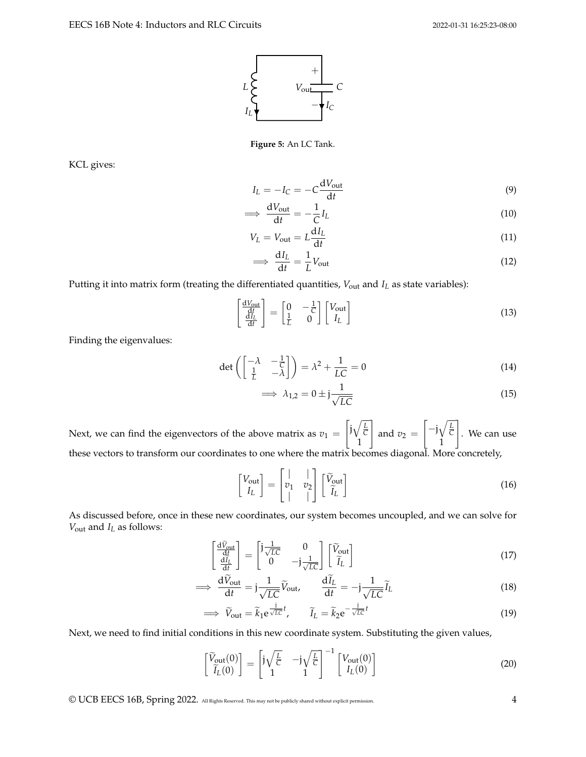Figure 5: An LC Tank.

KCL gives:

$$I_L = -I_C = -C\frac{\mathrm{d}V_{\text{out}}}{\mathrm{d}t} \tag{9}$$

$$\implies \frac{\mathrm{d}V_{\text{out}}}{\mathrm{d}t} = -\frac{1}{C}I_L \tag{10}$$

$$V_L = V_{\text{out}} = L\frac{\mathrm{d}I_L}{\mathrm{d}t} \tag{11}$$

$$\implies \frac{\mathrm{d}I_L}{\mathrm{d}t} = \frac{1}{L}V_{\text{out}} \tag{12}$$

Putting it into matrix form (treating the differentiated quantities, $V_{\text{out}}$ and $I_L$ as state variables):

$$\begin{bmatrix} \frac{\mathrm{d}V_{\text{out}}}{\mathrm{d}t} \\ \frac{\mathrm{d}I_L}{\mathrm{d}t} \end{bmatrix} = \begin{bmatrix} 0 & -\frac{1}{C} \\ \frac{1}{L} & 0 \end{bmatrix} \begin{bmatrix} V_{\text{out}} \\ I_L \end{bmatrix} \tag{13}$$

Finding the eigenvalues:

$$\det\left(\begin{bmatrix} -\lambda & -\frac{1}{C} \\ \frac{1}{L} & -\lambda \end{bmatrix}\right) = \lambda^2 + \frac{1}{LC} = 0 \tag{14}$$

$$\implies \lambda_{1,2} = 0 \pm \mathrm{j}\frac{1}{\sqrt{LC}} \tag{15}$$

Next, we can find the eigenvectors of the above matrix as $v_1 = \begin{bmatrix} \mathrm{j}\sqrt{\frac{L}{C}} \\ 1 \end{bmatrix}$ and $v_2 = \begin{bmatrix} -\mathrm{j}\sqrt{\frac{L}{C}} \\ 1 \end{bmatrix}$. We can use these vectors to transform our coordinates to one where the matrix becomes diagonal. More concretely,

$$\begin{bmatrix} V_{\text{out}} \\ I_L \end{bmatrix} = \begin{bmatrix} | & | \\ v_1 & v_2 \\ | & | \end{bmatrix} \begin{bmatrix} \widetilde{V}_{\text{out}} \\ \widetilde{I}_L \end{bmatrix} \tag{16}$$

As discussed before, once in these new coordinates, our system becomes uncoupled, and we can solve for $V_{\text{out}}$ and $I_L$ as follows:

$$\begin{bmatrix} \frac{\mathrm{d}\widetilde{V}_{\text{out}}}{\mathrm{d}t} \\ \frac{\mathrm{d}\widetilde{I}_L}{\mathrm{d}t} \end{bmatrix} = \begin{bmatrix} \mathrm{j}\frac{1}{\sqrt{LC}} & 0 \\ 0 & -\mathrm{j}\frac{1}{\sqrt{LC}} \end{bmatrix} \begin{bmatrix} \widetilde{V}_{\text{out}} \\ \widetilde{I}_L \end{bmatrix} \tag{17}$$

$$\implies \frac{\mathrm{d}\widetilde{V}_{\text{out}}}{\mathrm{d}t} = \mathrm{j}\frac{1}{\sqrt{LC}}\widetilde{V}_{\text{out}}, \qquad \frac{\mathrm{d}\widetilde{I}_L}{\mathrm{d}t} = -\mathrm{j}\frac{1}{\sqrt{LC}}\widetilde{I}_L \tag{18}$$

$$\implies \widetilde{V}_{\text{out}} = \widetilde{k}_1 \mathrm{e}^{\frac{\mathrm{j}}{\sqrt{LC}}t}, \qquad \widetilde{I}_L = \widetilde{k}_2 \mathrm{e}^{-\frac{\mathrm{j}}{\sqrt{LC}}t} \tag{19}$$

Next, we need to find initial conditions in this new coordinate system. Substituting the given values,

$$\begin{bmatrix} \widetilde{V}_{\text{out}}(0) \\ \widetilde{I}_L(0) \end{bmatrix} = \begin{bmatrix} \mathrm{j}\sqrt{\frac{L}{C}} & -\mathrm{j}\sqrt{\frac{L}{C}} \\ 1 & 1 \end{bmatrix}^{-1} \begin{bmatrix} V_{\text{out}}(0) \\ I_L(0) \end{bmatrix} \tag{20}$$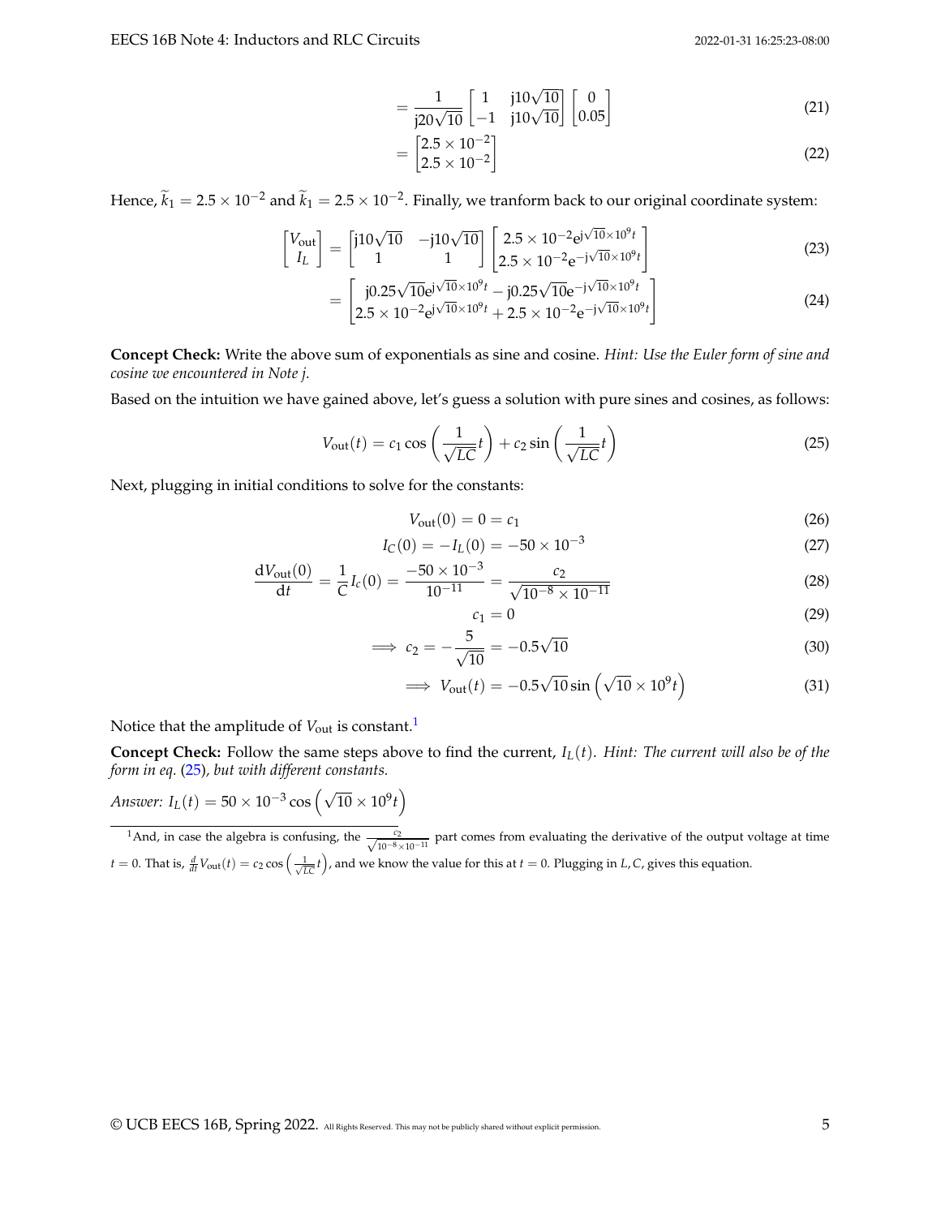$$= \frac{1}{j20\sqrt{10}} \begin{bmatrix} 1 & j10\sqrt{10} \\ -1 & j10\sqrt{10} \end{bmatrix} \begin{bmatrix} 0 \\ 0.05 \end{bmatrix} \tag{21}$$

$$= \begin{bmatrix} 2.5 \times 10^{-2} \\ 2.5 \times 10^{-2} \end{bmatrix} \tag{22}$$

Hence, $\widetilde{k}_1 = 2.5 \times 10^{-2}$ and $\widetilde{k}_1 = 2.5 \times 10^{-2}$. Finally, we tranform back to our original coordinate system:

$$\begin{bmatrix} V_{\text{out}} \\ I_L \end{bmatrix} = \begin{bmatrix} j10\sqrt{10} & -j10\sqrt{10} \\ 1 & 1 \end{bmatrix} \begin{bmatrix} 2.5 \times 10^{-2} e^{j\sqrt{10}\times 10^9 t} \\ 2.5 \times 10^{-2} e^{-j\sqrt{10}\times 10^9 t} \end{bmatrix} \tag{23}$$

$$= \begin{bmatrix} j0.25\sqrt{10} e^{j\sqrt{10}\times 10^9 t} - j0.25\sqrt{10} e^{-j\sqrt{10}\times 10^9 t} \\ 2.5 \times 10^{-2} e^{j\sqrt{10}\times 10^9 t} + 2.5 \times 10^{-2} e^{-j\sqrt{10}\times 10^9 t} \end{bmatrix} \tag{24}$$

**Concept Check:** Write the above sum of exponentials as sine and cosine. *Hint: Use the Euler form of sine and cosine we encountered in Note j.*

Based on the intuition we have gained above, let's guess a solution with pure sines and cosines, as follows:

$$V_{\text{out}}(t) = c_1 \cos\left(\frac{1}{\sqrt{LC}} t\right) + c_2 \sin\left(\frac{1}{\sqrt{LC}} t\right) \tag{25}$$

Next, plugging in initial conditions to solve for the constants:

$$V_{\text{out}}(0) = 0 = c_1 \tag{26}$$

$$I_C(0) = -I_L(0) = -50 \times 10^{-3} \tag{27}$$

$$\frac{dV_{\text{out}}(0)}{dt} = \frac{1}{C} I_c(0) = \frac{-50 \times 10^{-3}}{10^{-11}} = \frac{c_2}{\sqrt{10^{-8} \times 10^{-11}}} \tag{28}$$

$$c_1 = 0 \tag{29}$$

$$\implies c_2 = -\frac{5}{\sqrt{10}} = -0.5\sqrt{10} \tag{30}$$

$$\implies V_{\text{out}}(t) = -0.5\sqrt{10} \sin\left(\sqrt{10} \times 10^9 t\right) \tag{31}$$

Notice that the amplitude of $V_{\text{out}}$ is constant.[1]

**Concept Check:** Follow the same steps above to find the current, $I_L(t)$. *Hint: The current will also be of the form in eq. (25), but with different constants.*

*Answer:* $I_L(t) = 50 \times 10^{-3} \cos\left(\sqrt{10} \times 10^9 t\right)$

[1] And, in case the algebra is confusing, the $\frac{c_2}{\sqrt{10^{-8} \times 10^{-11}}}$ part comes from evaluating the derivative of the output voltage at time $t = 0$. That is, $\frac{d}{dt} V_{\text{out}}(t) = c_2 \cos\left(\frac{1}{\sqrt{LC}} t\right)$, and we know the value for this at $t = 0$. Plugging in $L, C$, gives this equation.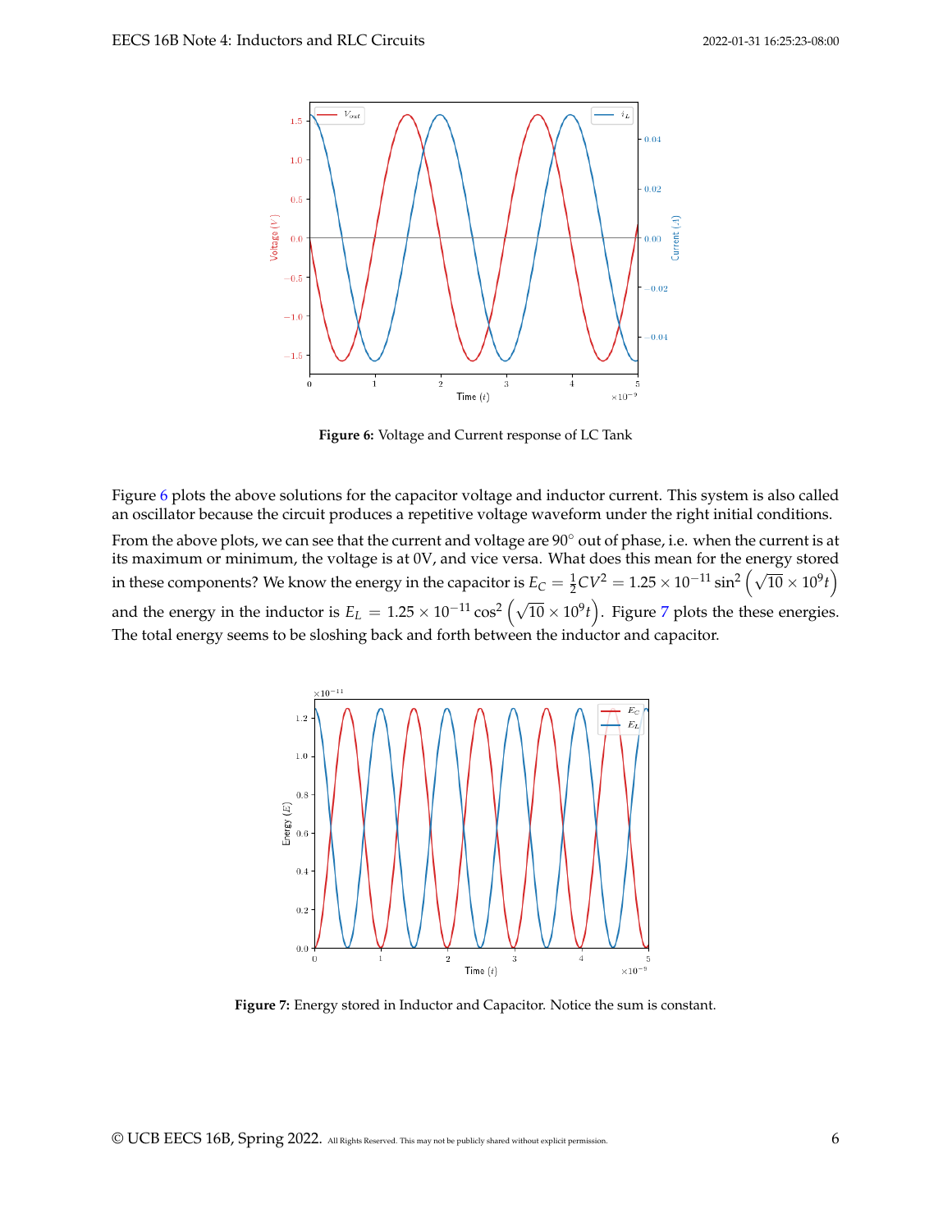**Figure 6:** Voltage and Current response of LC Tank

Figure 6 plots the above solutions for the capacitor voltage and inductor current. This system is also called an oscillator because the circuit produces a repetitive voltage waveform under the right initial conditions.

From the above plots, we can see that the current and voltage are $90^\circ$ out of phase, i.e. when the current is at its maximum or minimum, the voltage is at 0V, and vice versa. What does this mean for the energy stored in these components? We know the energy in the capacitor is $E_C = \frac{1}{2}CV^2 = 1.25 \times 10^{-11} \sin^2\left(\sqrt{10} \times 10^9 t\right)$ and the energy in the inductor is $E_L = 1.25 \times 10^{-11} \cos^2\left(\sqrt{10} \times 10^9 t\right)$. Figure 7 plots the these energies. The total energy seems to be sloshing back and forth between the inductor and capacitor.

**Figure 7:** Energy stored in Inductor and Capacitor. Notice the sum is constant.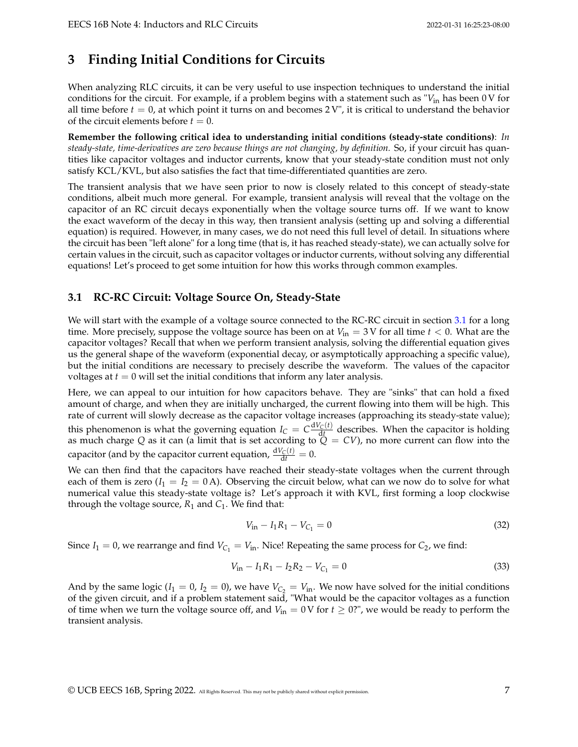## 3 Finding Initial Conditions for Circuits

When analyzing RLC circuits, it can be very useful to use inspection techniques to understand the initial conditions for the circuit. For example, if a problem begins with a statement such as "$V_{\text{in}}$ has been 0 V for all time before $t = 0$, at which point it turns on and becomes 2 V", it is critical to understand the behavior of the circuit elements before $t = 0$.

**Remember the following critical idea to understanding initial conditions (steady-state conditions)**: *In steady-state, time-derivatives are zero because things are not changing, by definition.* So, if your circuit has quantities like capacitor voltages and inductor currents, know that your steady-state condition must not only satisfy KCL/KVL, but also satisfies the fact that time-differentiated quantities are zero.

The transient analysis that we have seen prior to now is closely related to this concept of steady-state conditions, albeit much more general. For example, transient analysis will reveal that the voltage on the capacitor of an RC circuit decays exponentially when the voltage source turns off. If we want to know the exact waveform of the decay in this way, then transient analysis (setting up and solving a differential equation) is required. However, in many cases, we do not need this full level of detail. In situations where the circuit has been "left alone" for a long time (that is, it has reached steady-state), we can actually solve for certain values in the circuit, such as capacitor voltages or inductor currents, without solving any differential equations! Let's proceed to get some intuition for how this works through common examples.

### 3.1 RC-RC Circuit: Voltage Source On, Steady-State

We will start with the example of a voltage source connected to the RC-RC circuit in section 3.1 for a long time. More precisely, suppose the voltage source has been on at $V_{\text{in}} = 3\,\text{V}$ for all time $t < 0$. What are the capacitor voltages? Recall that when we perform transient analysis, solving the differential equation gives us the general shape of the waveform (exponential decay, or asymptotically approaching a specific value), but the initial conditions are necessary to precisely describe the waveform. The values of the capacitor voltages at $t = 0$ will set the initial conditions that inform any later analysis.

Here, we can appeal to our intuition for how capacitors behave. They are "sinks" that can hold a fixed amount of charge, and when they are initially uncharged, the current flowing into them will be high. This rate of current will slowly decrease as the capacitor voltage increases (approaching its steady-state value); this phenomenon is what the governing equation $I_C = C\frac{\mathrm{d}V_C(t)}{\mathrm{d}t}$ describes. When the capacitor is holding as much charge $Q$ as it can (a limit that is set according to $Q = CV$), no more current can flow into the capacitor (and by the capacitor current equation, $\frac{\mathrm{d}V_C(t)}{\mathrm{d}t} = 0$.

We can then find that the capacitors have reached their steady-state voltages when the current through each of them is zero ($I_1 = I_2 = 0\,\text{A}$). Observing the circuit below, what can we now do to solve for what numerical value this steady-state voltage is? Let's approach it with KVL, first forming a loop clockwise through the voltage source, $R_1$ and $C_1$. We find that:

$$V_{\text{in}} - I_1 R_1 - V_{C_1} = 0 \tag{32}$$

Since $I_1 = 0$, we rearrange and find $V_{C_1} = V_{\text{in}}$. Nice! Repeating the same process for $C_2$, we find:

$$V_{\text{in}} - I_1 R_1 - I_2 R_2 - V_{C_1} = 0 \tag{33}$$

And by the same logic ($I_1 = 0$, $I_2 = 0$), we have $V_{C_2} = V_{\text{in}}$. We now have solved for the initial conditions of the given circuit, and if a problem statement said, "What would be the capacitor voltages as a function of time when we turn the voltage source off, and $V_{\text{in}} = 0\,\text{V}$ for $t \geq 0$?", we would be ready to perform the transient analysis.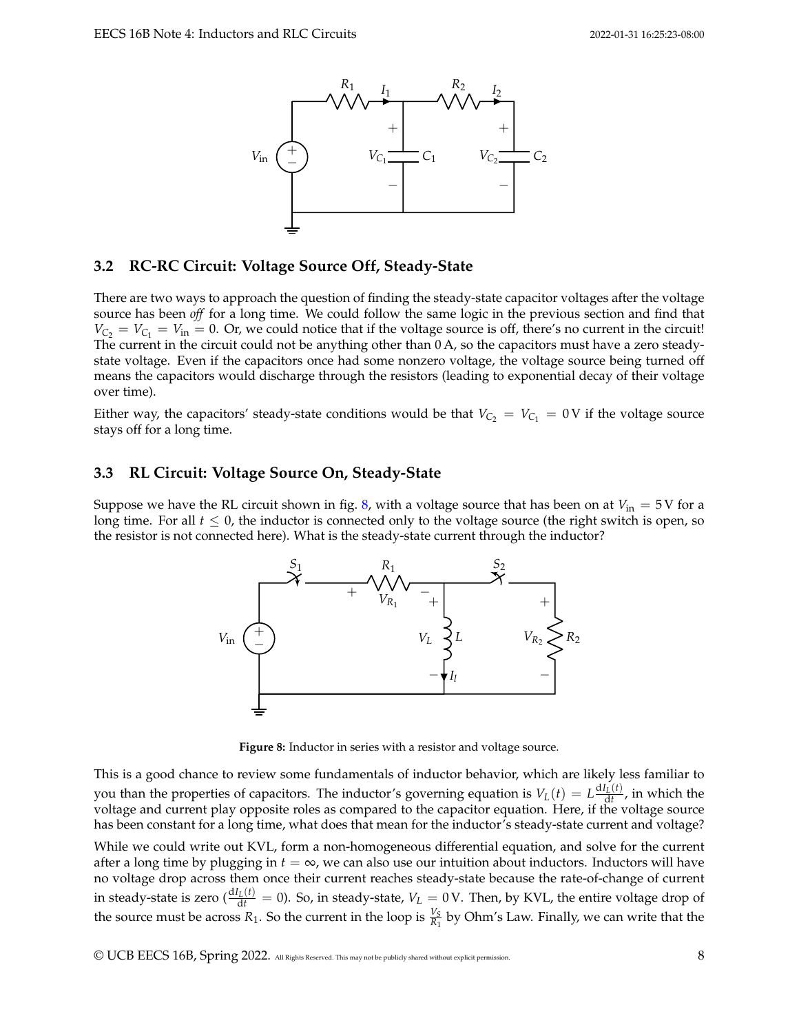### 3.2 RC-RC Circuit: Voltage Source Off, Steady-State

There are two ways to approach the question of finding the steady-state capacitor voltages after the voltage source has been *off* for a long time. We could follow the same logic in the previous section and find that $V_{C_2} = V_{C_1} = V_{\text{in}} = 0$. Or, we could notice that if the voltage source is off, there's no current in the circuit! The current in the circuit could not be anything other than 0 A, so the capacitors must have a zero steady-state voltage. Even if the capacitors once had some nonzero voltage, the voltage source being turned off means the capacitors would discharge through the resistors (leading to exponential decay of their voltage over time).

Either way, the capacitors' steady-state conditions would be that $V_{C_2} = V_{C_1} = 0\,\text{V}$ if the voltage source stays off for a long time.

### 3.3 RL Circuit: Voltage Source On, Steady-State

Suppose we have the RL circuit shown in fig. 8, with a voltage source that has been on at $V_{\text{in}} = 5\,\text{V}$ for a long time. For all $t \leq 0$, the inductor is connected only to the voltage source (the right switch is open, so the resistor is not connected here). What is the steady-state current through the inductor?

**Figure 8:** Inductor in series with a resistor and voltage source.

This is a good chance to review some fundamentals of inductor behavior, which are likely less familiar to you than the properties of capacitors. The inductor's governing equation is $V_L(t) = L\frac{\mathrm{d}I_L(t)}{\mathrm{d}t}$, in which the voltage and current play opposite roles as compared to the capacitor equation. Here, if the voltage source has been constant for a long time, what does that mean for the inductor's steady-state current and voltage?

While we could write out KVL, form a non-homogeneous differential equation, and solve for the current after a long time by plugging in $t = \infty$, we can also use our intuition about inductors. Inductors will have no voltage drop across them once their current reaches steady-state because the rate-of-change of current in steady-state is zero ($\frac{\mathrm{d}I_L(t)}{\mathrm{d}t} = 0$). So, in steady-state, $V_L = 0\,\text{V}$. Then, by KVL, the entire voltage drop of the source must be across $R_1$. So the current in the loop is $\frac{V_S}{R_1}$ by Ohm's Law. Finally, we can write that the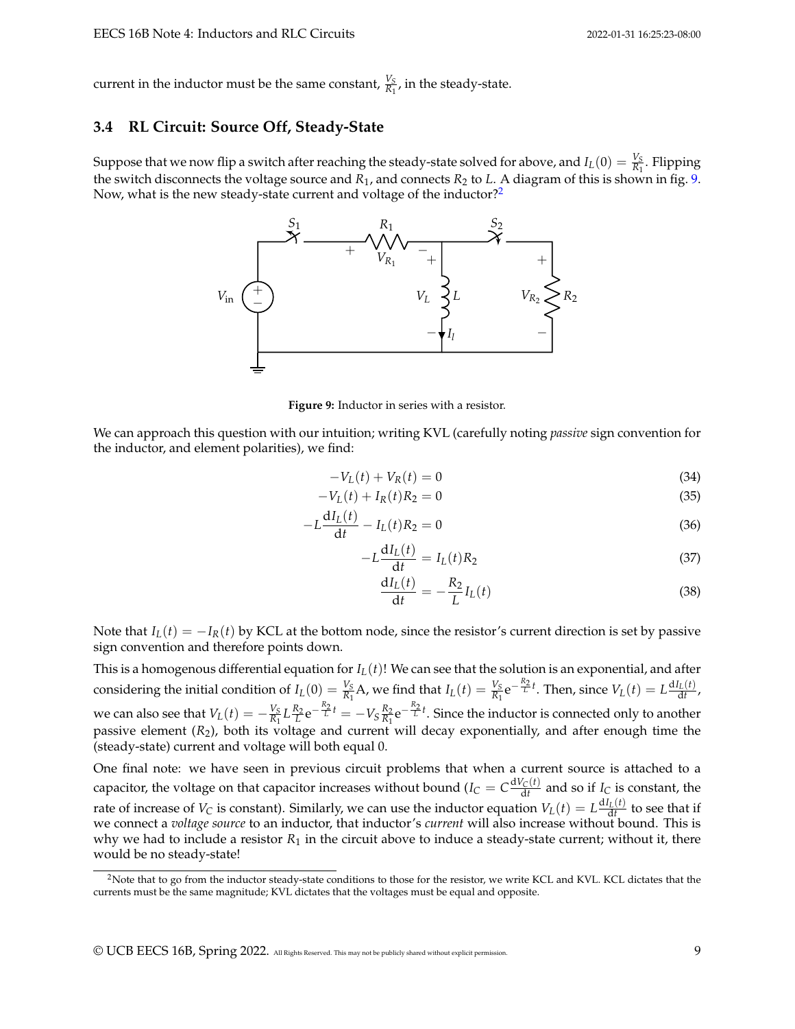current in the inductor must be the same constant, $\frac{V_S}{R_1}$, in the steady-state.

### 3.4 RL Circuit: Source Off, Steady-State

Suppose that we now flip a switch after reaching the steady-state solved for above, and $I_L(0) = \frac{V_S}{R_1}$. Flipping the switch disconnects the voltage source and $R_1$, and connects $R_2$ to $L$. A diagram of this is shown in fig. 9. Now, what is the new steady-state current and voltage of the inductor?[2]

**Figure 9:** Inductor in series with a resistor.

We can approach this question with our intuition; writing KVL (carefully noting *passive* sign convention for the inductor, and element polarities), we find:

$$-V_L(t) + V_R(t) = 0 \tag{34}$$

$$-V_L(t) + I_R(t)R_2 = 0 \tag{35}$$

$$-L\frac{\mathrm{d}I_L(t)}{\mathrm{d}t} - I_L(t)R_2 = 0 \tag{36}$$

$$-L\frac{\mathrm{d}I_L(t)}{\mathrm{d}t} = I_L(t)R_2 \tag{37}$$

$$\frac{\mathrm{d}I_L(t)}{\mathrm{d}t} = -\frac{R_2}{L}I_L(t) \tag{38}$$

Note that $I_L(t) = -I_R(t)$ by KCL at the bottom node, since the resistor's current direction is set by passive sign convention and therefore points down.

This is a homogenous differential equation for $I_L(t)$! We can see that the solution is an exponential, and after considering the initial condition of $I_L(0) = \frac{V_S}{R_1}$A, we find that $I_L(t) = \frac{V_S}{R_1}\mathrm{e}^{-\frac{R_2}{L}t}$. Then, since $V_L(t) = L\frac{\mathrm{d}I_L(t)}{\mathrm{d}t}$, we can also see that $V_L(t) = -\frac{V_S}{R_1}L\frac{R_2}{L}\mathrm{e}^{-\frac{R_2}{L}t} = -V_S\frac{R_2}{R_1}\mathrm{e}^{-\frac{R_2}{L}t}$. Since the inductor is connected only to another passive element ($R_2$), both its voltage and current will decay exponentially, and after enough time the (steady-state) current and voltage will both equal 0.

One final note: we have seen in previous circuit problems that when a current source is attached to a capacitor, the voltage on that capacitor increases without bound ($I_C = C\frac{\mathrm{d}V_C(t)}{\mathrm{d}t}$ and so if $I_C$ is constant, the rate of increase of $V_C$ is constant). Similarly, we can use the inductor equation $V_L(t) = L\frac{\mathrm{d}I_L(t)}{\mathrm{d}t}$ to see that if we connect a *voltage source* to an inductor, that inductor's *current* will also increase without bound. This is why we had to include a resistor $R_1$ in the circuit above to induce a steady-state current; without it, there would be no steady-state!

[2] Note that to go from the inductor steady-state conditions to those for the resistor, we write KCL and KVL. KCL dictates that the currents must be the same magnitude; KVL dictates that the voltages must be equal and opposite.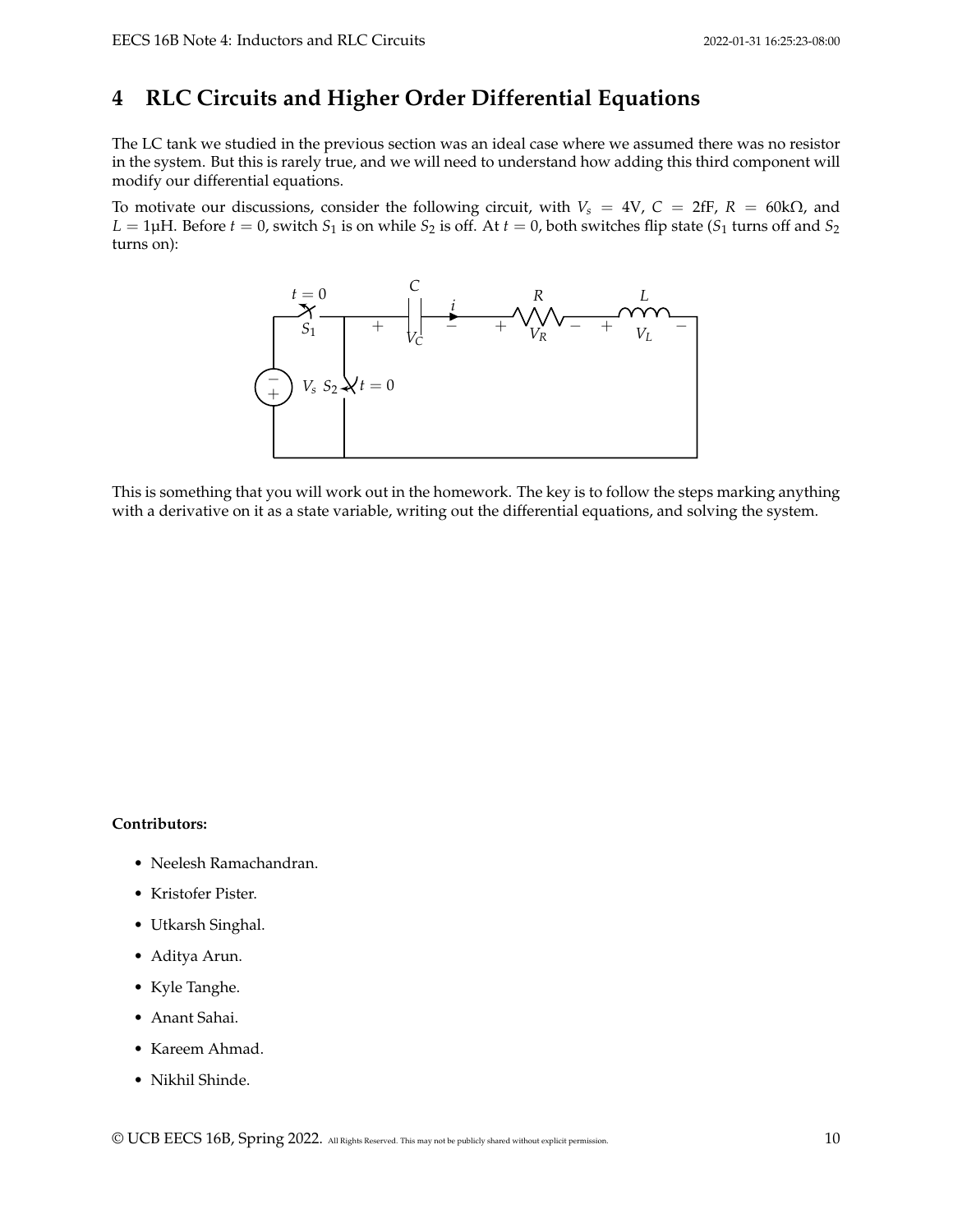# 4 RLC Circuits and Higher Order Differential Equations

The LC tank we studied in the previous section was an ideal case where we assumed there was no resistor in the system. But this is rarely true, and we will need to understand how adding this third component will modify our differential equations.

To motivate our discussions, consider the following circuit, with $V_s = 4\text{V}$, $C = 2\text{fF}$, $R = 60\text{k}\Omega$, and $L = 1\mu\text{H}$. Before $t = 0$, switch $S_1$ is on while $S_2$ is off. At $t = 0$, both switches flip state ($S_1$ turns off and $S_2$ turns on):

$t = 0$
$S_1$
$C$
$i$
$R$
$L$
$+$ $V_C$ $-$ $+$ $V_R$ $-$ $+$ $V_L$ $-$
$V_s$ $S_2$ $t = 0$

This is something that you will work out in the homework. The key is to follow the steps marking anything with a derivative on it as a state variable, writing out the differential equations, and solving the system.

**Contributors:**

- Neelesh Ramachandran.
- Kristofer Pister.
- Utkarsh Singhal.
- Aditya Arun.
- Kyle Tanghe.
- Anant Sahai.
- Kareem Ahmad.
- Nikhil Shinde.